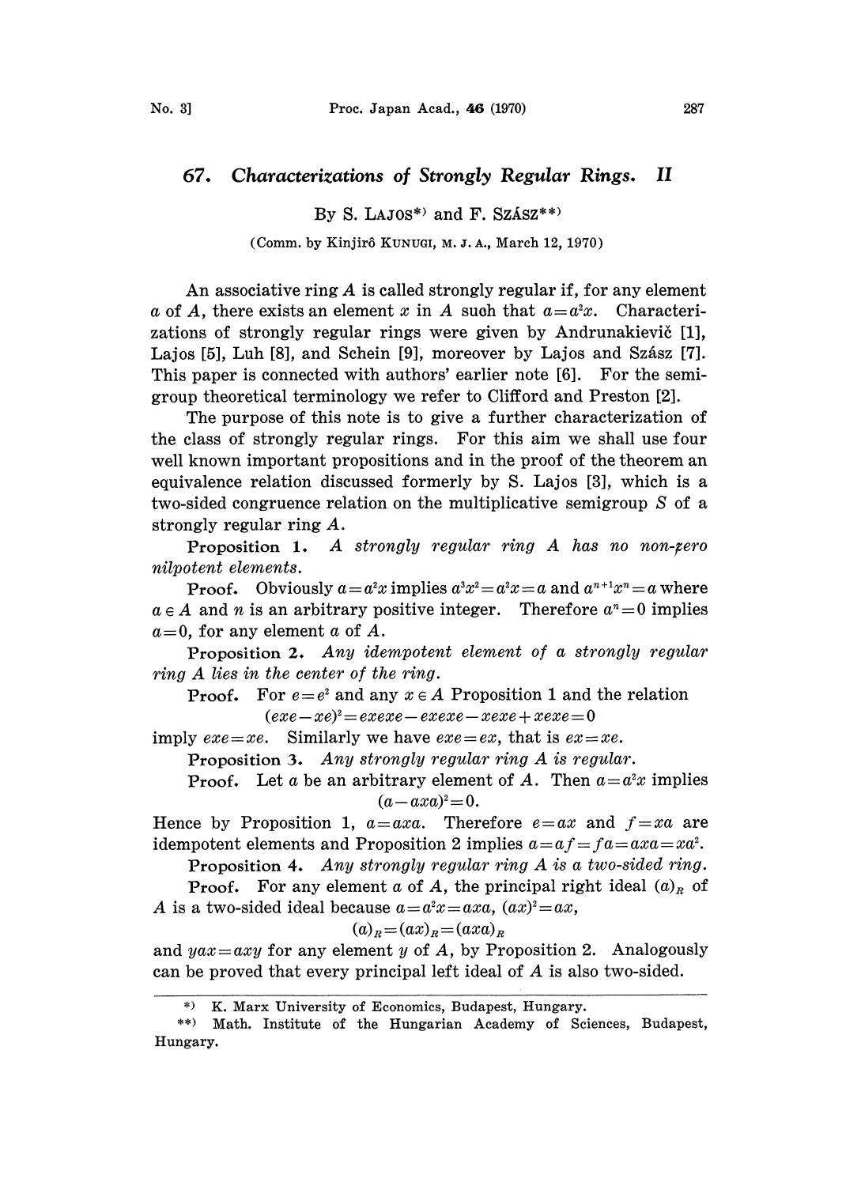# 67. *Characterizations of Strongly Regular Rings. II*

By S. LAJOS[\*)] and F. SZÁSZ[\*\*)]

(Comm. by Kinjirô KUNUGI, M. J. A., March 12, 1970)

An associative ring $A$ is called strongly regular if, for any element $a$ of $A$, there exists an element $x$ in $A$ such that $a=a^2x$. Characterizations of strongly regular rings were given by Andrunakievič [1], Lajos [5], Luh [8], and Schein [9], moreover by Lajos and Szász [7]. This paper is connected with authors' earlier note [6]. For the semigroup theoretical terminology we refer to Clifford and Preston [2].

The purpose of this note is to give a further characterization of the class of strongly regular rings. For this aim we shall use four well known important propositions and in the proof of the theorem an equivalence relation discussed formerly by S. Lajos [3], which is a two-sided congruence relation on the multiplicative semigroup $S$ of a strongly regular ring $A$.

**Proposition 1.** *A strongly regular ring $A$ has no non-zero nilpotent elements.*

**Proof.** Obviously $a=a^2x$ implies $a^3x^2=a^2x=a$ and $a^{n+1}x^n=a$ where $a \in A$ and $n$ is an arbitrary positive integer. Therefore $a^n=0$ implies $a=0$, for any element $a$ of $A$.

**Proposition 2.** *Any idempotent element of a strongly regular ring $A$ lies in the center of the ring.*

**Proof.** For $e=e^2$ and any $x \in A$ Proposition 1 and the relation

$$(exe-xe)^2=exexe-exexe-xexe+xexe=0$$

imply $exe=xe$. Similarly we have $exe=ex$, that is $ex=xe$.

**Proposition 3.** *Any strongly regular ring $A$ is regular.*

**Proof.** Let $a$ be an arbitrary element of $A$. Then $a=a^2x$ implies

$$(a-axa)^2=0.$$

Hence by Proposition 1, $a=axa$. Therefore $e=ax$ and $f=xa$ are idempotent elements and Proposition 2 implies $a=af=fa=axa=xa^2$.

**Proposition 4.** *Any strongly regular ring $A$ is a two-sided ring.*

**Proof.** For any element $a$ of $A$, the principal right ideal $(a)_R$ of $A$ is a two-sided ideal because $a=a^2x=axa$, $(ax)^2=ax$,

$$(a)_R=(ax)_R=(axa)_R$$

and $yax=axy$ for any element $y$ of $A$, by Proposition 2. Analogously can be proved that every principal left ideal of $A$ is also two-sided.

---

\*) K. Marx University of Economics, Budapest, Hungary.

\*\*) Math. Institute of the Hungarian Academy of Sciences, Budapest, Hungary.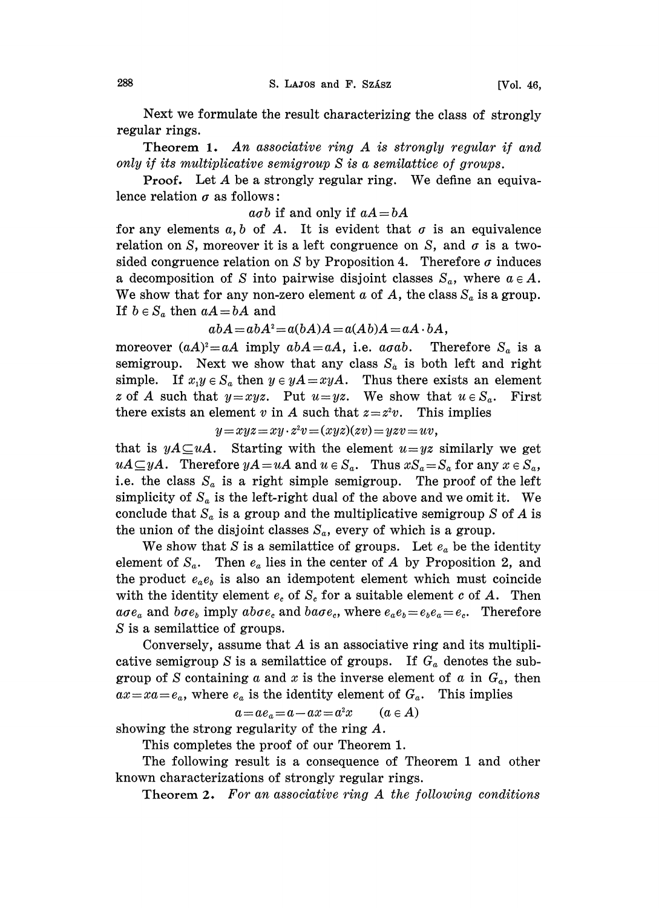Next we formulate the result characterizing the class of strongly regular rings.

**Theorem 1.** *An associative ring $A$ is strongly regular if and only if its multiplicative semigroup $S$ is a semilattice of groups.*

**Proof.** Let $A$ be a strongly regular ring. We define an equivalence relation $\sigma$ as follows:

$$a\sigma b \text{ if and only if } aA = bA$$

for any elements $a, b$ of $A$. It is evident that $\sigma$ is an equivalence relation on $S$, moreover it is a left congruence on $S$, and $\sigma$ is a two-sided congruence relation on $S$ by Proposition 4. Therefore $\sigma$ induces a decomposition of $S$ into pairwise disjoint classes $S_a$, where $a \in A$. We show that for any non-zero element $a$ of $A$, the class $S_a$ is a group. If $b \in S_a$ then $aA = bA$ and

$$abA = abA^2 = a(bA)A = a(Ab)A = aA \cdot bA,$$

moreover $(aA)^2 = aA$ imply $abA = aA$, i.e. $a\sigma ab$. Therefore $S_a$ is a semigroup. Next we show that any class $S_a$ is both left and right simple. If $x, y \in S_a$ then $y \in yA = xyA$. Thus there exists an element $z$ of $A$ such that $y = xyz$. Put $u = yz$. We show that $u \in S_a$. First there exists an element $v$ in $A$ such that $z = z^2v$. This implies

$$y = xyz = xy \cdot z^2 v = (xyz)(zv) = yzv = uv,$$

that is $yA \subseteq uA$. Starting with the element $u = yz$ similarly we get $uA \subseteq yA$. Therefore $yA = uA$ and $u \in S_a$. Thus $xS_a = S_a$ for any $x \in S_a$, i.e. the class $S_a$ is a right simple semigroup. The proof of the left simplicity of $S_a$ is the left-right dual of the above and we omit it. We conclude that $S_a$ is a group and the multiplicative semigroup $S$ of $A$ is the union of the disjoint classes $S_a$, every of which is a group.

We show that $S$ is a semilattice of groups. Let $e_a$ be the identity element of $S_a$. Then $e_a$ lies in the center of $A$ by Proposition 2, and the product $e_a e_b$ is also an idempotent element which must coincide with the identity element $e_c$ of $S_c$ for a suitable element $c$ of $A$. Then $a\sigma e_a$ and $b\sigma e_b$ imply $ab\sigma e_c$ and $ba\sigma e_c$, where $e_a e_b = e_b e_a = e_c$. Therefore $S$ is a semilattice of groups.

Conversely, assume that $A$ is an associative ring and its multiplicative semigroup $S$ is a semilattice of groups. If $G_a$ denotes the subgroup of $S$ containing $a$ and $x$ is the inverse element of $a$ in $G_a$, then $ax = xa = e_a$, where $e_a$ is the identity element of $G_a$. This implies

$$a = ae_a = a - ax = a^2 x \qquad (a \in A)$$

showing the strong regularity of the ring $A$.

This completes the proof of our Theorem 1.

The following result is a consequence of Theorem 1 and other known characterizations of strongly regular rings.

**Theorem 2.** *For an associative ring $A$ the following conditions*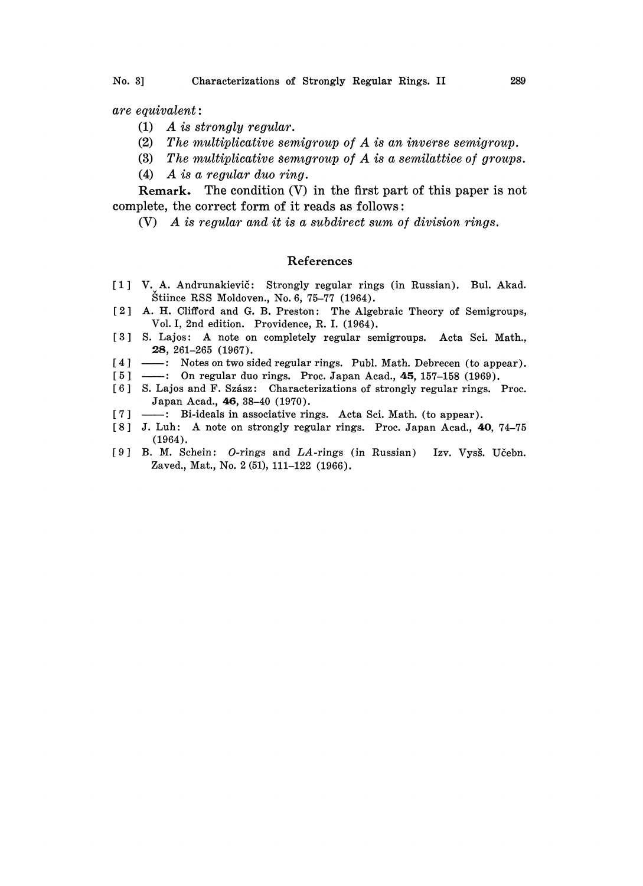*are equivalent*:

(1) *A is strongly regular.*

(2) *The multiplicative semigroup of A is an inverse semigroup.*

(3) *The multiplicative semigroup of A is a semilattice of groups.*

(4) *A is a regular duo ring.*

**Remark.** The condition (V) in the first part of this paper is not complete, the correct form of it reads as follows:

(V) *A is regular and it is a subdirect sum of division rings.*

## References

[1] V. A. Andrunakievič: Strongly regular rings (in Russian). Bul. Akad. Štiince RSS Moldoven., No. 6, 75–77 (1964).

[2] A. H. Clifford and G. B. Preston: The Algebraic Theory of Semigroups, Vol. I, 2nd edition. Providence, R. I. (1964).

[3] S. Lajos: A note on completely regular semigroups. Acta Sci. Math., **28**, 261–265 (1967).

[4] ——: Notes on two sided regular rings. Publ. Math. Debrecen (to appear).

[5] ——: On regular duo rings. Proc. Japan Acad., **45**, 157–158 (1969).

[6] S. Lajos and F. Szász: Characterizations of strongly regular rings. Proc. Japan Acad., **46**, 38–40 (1970).

[7] ——: Bi-ideals in associative rings. Acta Sci. Math. (to appear).

[8] J. Luh: A note on strongly regular rings. Proc. Japan Acad., **40**, 74–75 (1964).

[9] B. M. Schein: *O*-rings and *LA*-rings (in Russian) Izv. Vysš. Učebn. Zaved., Mat., No. 2 (51), 111–122 (1966).